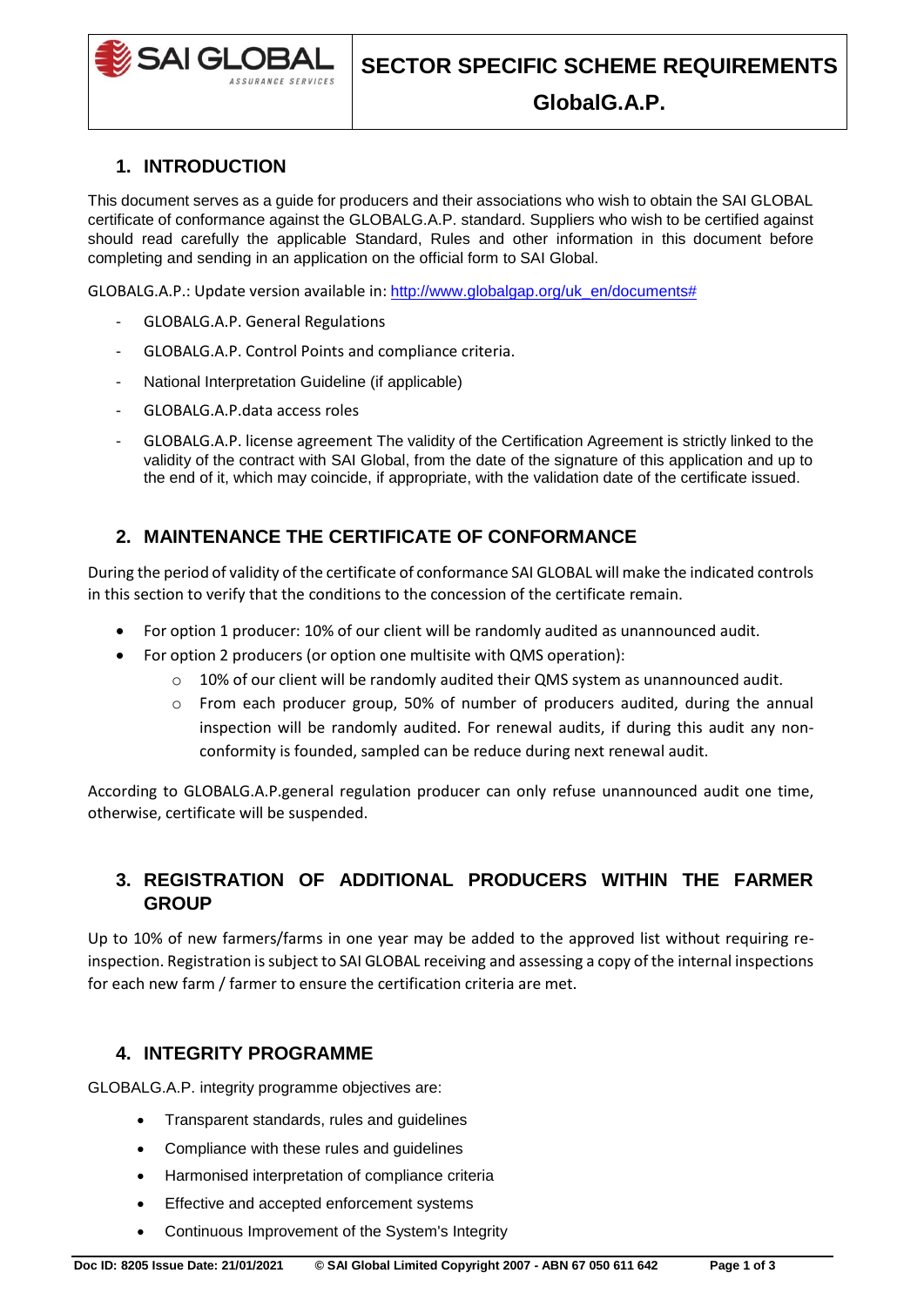# SECTOR SPECIFIC SCHEME REQUIREMENTS

## GlobalG.A.P.

## 1. INTRODUCTION

This document serves as a guide for producers and their associations who wish to obtain the SAI GLOBAL certificate of conformance against the GLOBALG.A.P. standard. Suppliers who wish to be certified against should read carefully the applicable Standard, Rules and other information in this document before completing and sending in an application on the official form to SAI Global.

GLOBALG.A.P.: Update version available in: http://www.globalgap.org/uk_en/documents#

- GLOBALG.A.P. General Regulations
- GLOBALG.A.P. Control Points and compliance criteria.
- National Interpretation Guideline (if applicable)
- GLOBALG.A.P.data access roles
- GLOBALG.A.P. license agreement The validity of the Certification Agreement is strictly linked to the validity of the contract with SAI Global, from the date of the signature of this application and up to the end of it, which may coincide, if appropriate, with the validation date of the certificate issued.

## 2. MAINTENANCE THE CERTIFICATE OF CONFORMANCE

During the period of validity of the certificate of conformance SAI GLOBAL will make the indicated controls in this section to verify that the conditions to the concession of the certificate remain.

- For option 1 producer: 10% of our client will be randomly audited as unannounced audit.
- For option 2 producers (or option one multisite with QMS operation):
  - 10% of our client will be randomly audited their QMS system as unannounced audit.
  - From each producer group, 50% of number of producers audited, during the annual inspection will be randomly audited. For renewal audits, if during this audit any non-conformity is founded, sampled can be reduce during next renewal audit.

According to GLOBALG.A.P.general regulation producer can only refuse unannounced audit one time, otherwise, certificate will be suspended.

## 3. REGISTRATION OF ADDITIONAL PRODUCERS WITHIN THE FARMER GROUP

Up to 10% of new farmers/farms in one year may be added to the approved list without requiring re-inspection. Registration is subject to SAI GLOBAL receiving and assessing a copy of the internal inspections for each new farm / farmer to ensure the certification criteria are met.

## 4. INTEGRITY PROGRAMME

GLOBALG.A.P. integrity programme objectives are:

- Transparent standards, rules and guidelines
- Compliance with these rules and guidelines
- Harmonised interpretation of compliance criteria
- Effective and accepted enforcement systems
- Continuous Improvement of the System's Integrity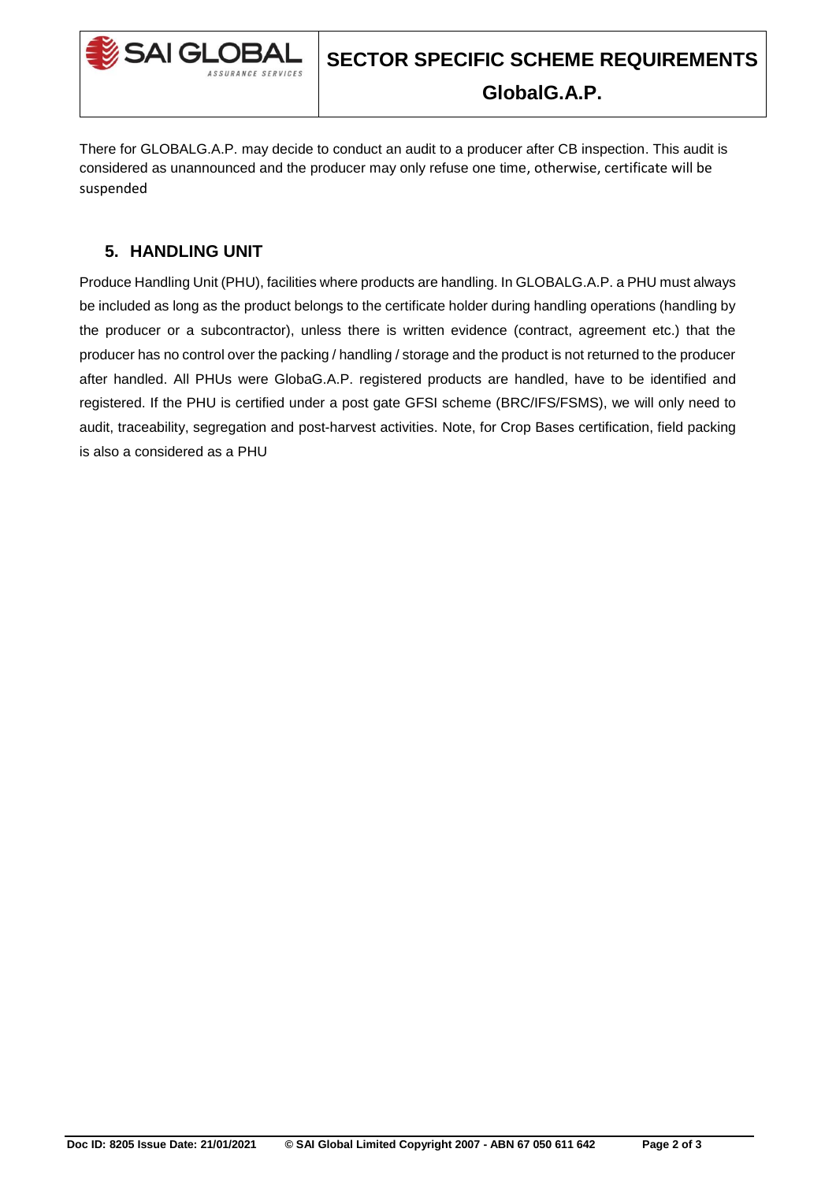There for GLOBALG.A.P. may decide to conduct an audit to a producer after CB inspection. This audit is considered as unannounced and the producer may only refuse one time, otherwise, certificate will be suspended

## 5. HANDLING UNIT

Produce Handling Unit (PHU), facilities where products are handling. In GLOBALG.A.P. a PHU must always be included as long as the product belongs to the certificate holder during handling operations (handling by the producer or a subcontractor), unless there is written evidence (contract, agreement etc.) that the producer has no control over the packing / handling / storage and the product is not returned to the producer after handled. All PHUs were GlobaG.A.P. registered products are handled, have to be identified and registered. If the PHU is certified under a post gate GFSI scheme (BRC/IFS/FSMS), we will only need to audit, traceability, segregation and post-harvest activities. Note, for Crop Bases certification, field packing is also a considered as a PHU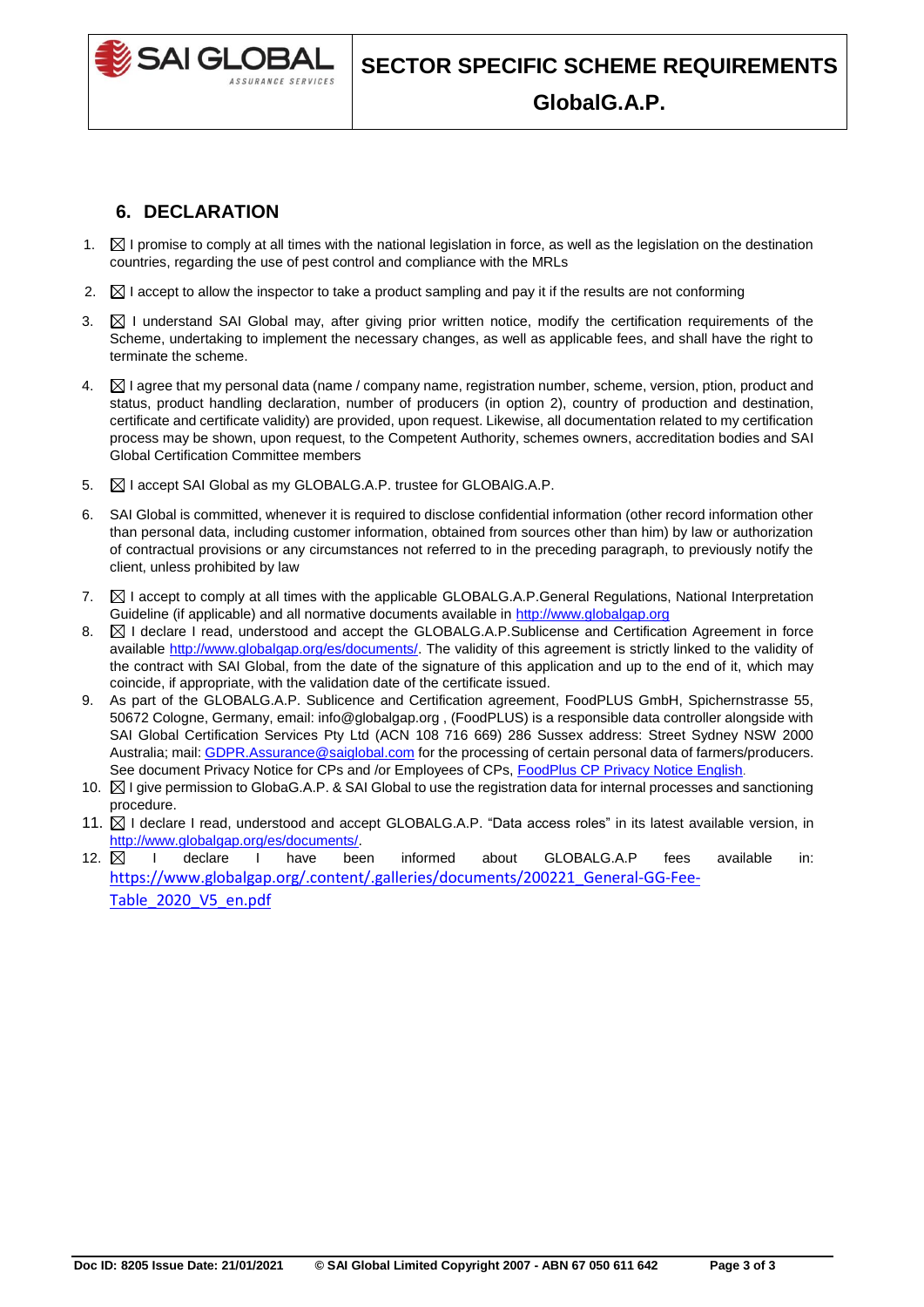## 6. DECLARATION

1. ☒ I promise to comply at all times with the national legislation in force, as well as the legislation on the destination countries, regarding the use of pest control and compliance with the MRLs
2. ☒ I accept to allow the inspector to take a product sampling and pay it if the results are not conforming
3. ☒ I understand SAI Global may, after giving prior written notice, modify the certification requirements of the Scheme, undertaking to implement the necessary changes, as well as applicable fees, and shall have the right to terminate the scheme.
4. ☒ I agree that my personal data (name / company name, registration number, scheme, version, ption, product and status, product handling declaration, number of producers (in option 2), country of production and destination, certificate and certificate validity) are provided, upon request. Likewise, all documentation related to my certification process may be shown, upon request, to the Competent Authority, schemes owners, accreditation bodies and SAI Global Certification Committee members
5. ☒ I accept SAI Global as my GLOBALG.A.P. trustee for GLOBAlG.A.P.
6. SAI Global is committed, whenever it is required to disclose confidential information (other record information other than personal data, including customer information, obtained from sources other than him) by law or authorization of contractual provisions or any circumstances not referred to in the preceding paragraph, to previously notify the client, unless prohibited by law
7. ☒ I accept to comply at all times with the applicable GLOBALG.A.P.General Regulations, National Interpretation Guideline (if applicable) and all normative documents available in http://www.globalgap.org
8. ☒ I declare I read, understood and accept the GLOBALG.A.P.Sublicense and Certification Agreement in force available http://www.globalgap.org/es/documents/. The validity of this agreement is strictly linked to the validity of the contract with SAI Global, from the date of the signature of this application and up to the end of it, which may coincide, if appropriate, with the validation date of the certificate issued.
9. As part of the GLOBALG.A.P. Sublicence and Certification agreement, FoodPLUS GmbH, Spichernstrasse 55, 50672 Cologne, Germany, email: info@globalgap.org , (FoodPLUS) is a responsible data controller alongside with SAI Global Certification Services Pty Ltd (ACN 108 716 669) 286 Sussex address: Street Sydney NSW 2000 Australia; mail: GDPR.Assurance@saiglobal.com for the processing of certain personal data of farmers/producers. See document Privacy Notice for CPs and /or Employees of CPs, FoodPlus CP Privacy Notice English.
10. ☒ I give permission to GlobaG.A.P. & SAI Global to use the registration data for internal processes and sanctioning procedure.
11. ☒ I declare I read, understood and accept GLOBALG.A.P. "Data access roles" in its latest available version, in http://www.globalgap.org/es/documents/.
12. ☒ I declare I have been informed about GLOBALG.A.P fees available in: https://www.globalgap.org/.content/.galleries/documents/200221_General-GG-Fee-Table_2020_V5_en.pdf